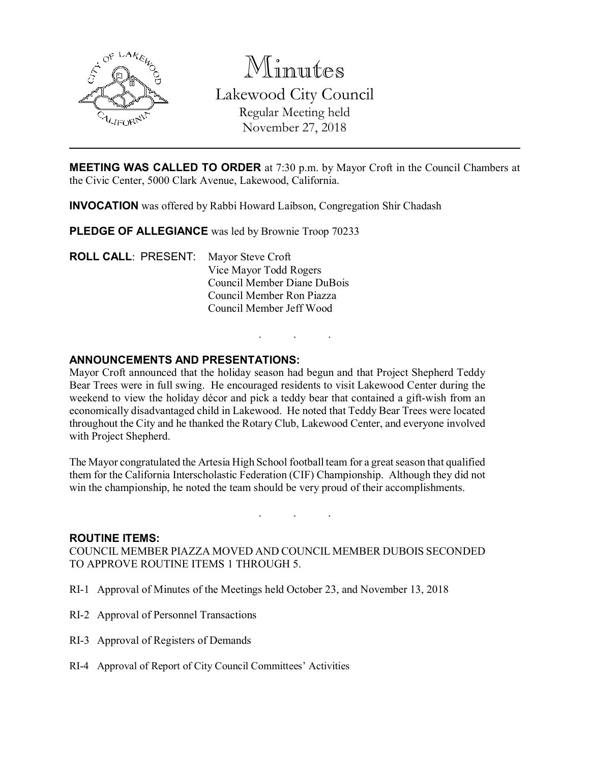# Minutes

## Lakewood City Council

Regular Meeting held
November 27, 2018

---

**MEETING WAS CALLED TO ORDER** at 7:30 p.m. by Mayor Croft in the Council Chambers at the Civic Center, 5000 Clark Avenue, Lakewood, California.

**INVOCATION** was offered by Rabbi Howard Laibson, Congregation Shir Chadash

**PLEDGE OF ALLEGIANCE** was led by Brownie Troop 70233

**ROLL CALL**: PRESENT: Mayor Steve Croft
Vice Mayor Todd Rogers
Council Member Diane DuBois
Council Member Ron Piazza
Council Member Jeff Wood

. . .

**ANNOUNCEMENTS AND PRESENTATIONS:**

Mayor Croft announced that the holiday season had begun and that Project Shepherd Teddy Bear Trees were in full swing. He encouraged residents to visit Lakewood Center during the weekend to view the holiday décor and pick a teddy bear that contained a gift-wish from an economically disadvantaged child in Lakewood. He noted that Teddy Bear Trees were located throughout the City and he thanked the Rotary Club, Lakewood Center, and everyone involved with Project Shepherd.

The Mayor congratulated the Artesia High School football team for a great season that qualified them for the California Interscholastic Federation (CIF) Championship. Although they did not win the championship, he noted the team should be very proud of their accomplishments.

. . .

**ROUTINE ITEMS:**

COUNCIL MEMBER PIAZZA MOVED AND COUNCIL MEMBER DUBOIS SECONDED TO APPROVE ROUTINE ITEMS 1 THROUGH 5.

RI-1 Approval of Minutes of the Meetings held October 23, and November 13, 2018

RI-2 Approval of Personnel Transactions

RI-3 Approval of Registers of Demands

RI-4 Approval of Report of City Council Committees' Activities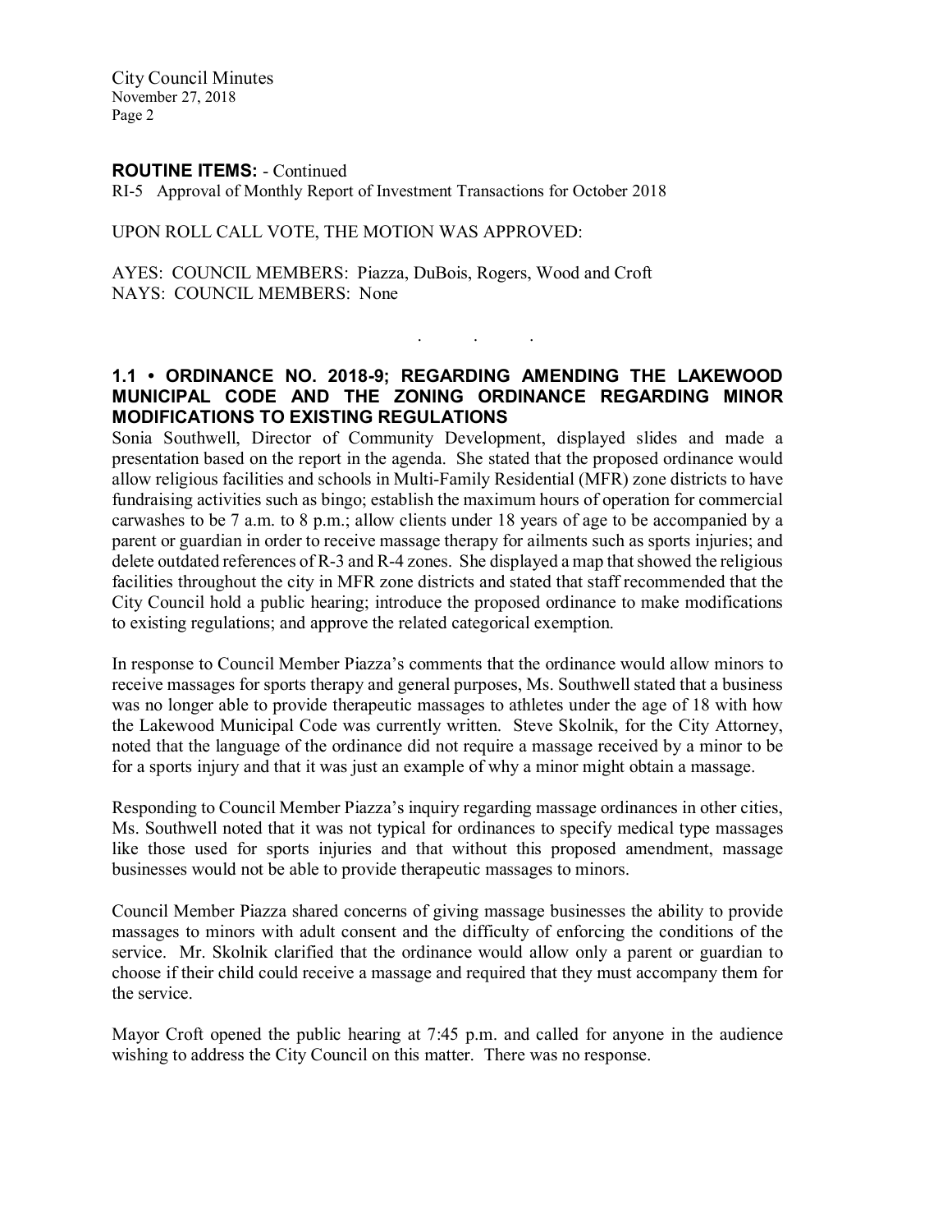**ROUTINE ITEMS:** - Continued

RI-5 Approval of Monthly Report of Investment Transactions for October 2018

UPON ROLL CALL VOTE, THE MOTION WAS APPROVED:

AYES: COUNCIL MEMBERS: Piazza, DuBois, Rogers, Wood and Croft
NAYS: COUNCIL MEMBERS: None

. . .

### 1.1 • ORDINANCE NO. 2018-9; REGARDING AMENDING THE LAKEWOOD MUNICIPAL CODE AND THE ZONING ORDINANCE REGARDING MINOR MODIFICATIONS TO EXISTING REGULATIONS

Sonia Southwell, Director of Community Development, displayed slides and made a presentation based on the report in the agenda. She stated that the proposed ordinance would allow religious facilities and schools in Multi-Family Residential (MFR) zone districts to have fundraising activities such as bingo; establish the maximum hours of operation for commercial carwashes to be 7 a.m. to 8 p.m.; allow clients under 18 years of age to be accompanied by a parent or guardian in order to receive massage therapy for ailments such as sports injuries; and delete outdated references of R-3 and R-4 zones. She displayed a map that showed the religious facilities throughout the city in MFR zone districts and stated that staff recommended that the City Council hold a public hearing; introduce the proposed ordinance to make modifications to existing regulations; and approve the related categorical exemption.

In response to Council Member Piazza's comments that the ordinance would allow minors to receive massages for sports therapy and general purposes, Ms. Southwell stated that a business was no longer able to provide therapeutic massages to athletes under the age of 18 with how the Lakewood Municipal Code was currently written. Steve Skolnik, for the City Attorney, noted that the language of the ordinance did not require a massage received by a minor to be for a sports injury and that it was just an example of why a minor might obtain a massage.

Responding to Council Member Piazza's inquiry regarding massage ordinances in other cities, Ms. Southwell noted that it was not typical for ordinances to specify medical type massages like those used for sports injuries and that without this proposed amendment, massage businesses would not be able to provide therapeutic massages to minors.

Council Member Piazza shared concerns of giving massage businesses the ability to provide massages to minors with adult consent and the difficulty of enforcing the conditions of the service. Mr. Skolnik clarified that the ordinance would allow only a parent or guardian to choose if their child could receive a massage and required that they must accompany them for the service.

Mayor Croft opened the public hearing at 7:45 p.m. and called for anyone in the audience wishing to address the City Council on this matter. There was no response.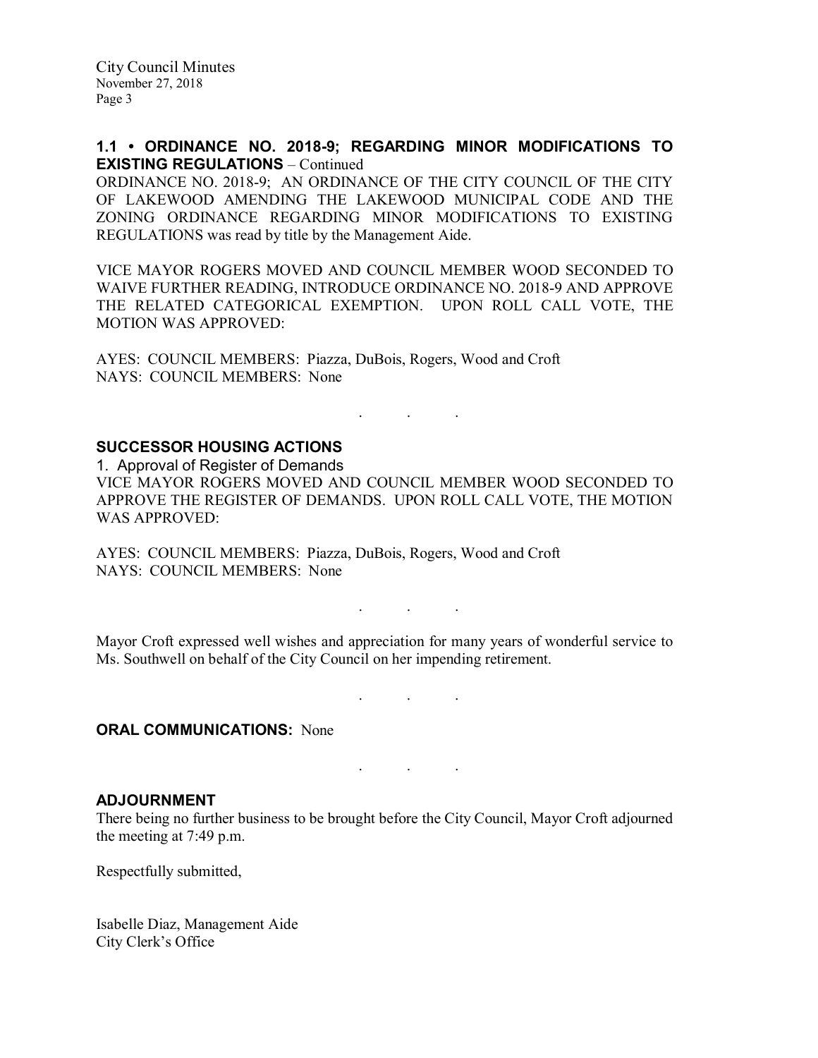**1.1 • ORDINANCE NO. 2018-9; REGARDING MINOR MODIFICATIONS TO EXISTING REGULATIONS** – Continued

ORDINANCE NO. 2018-9; AN ORDINANCE OF THE CITY COUNCIL OF THE CITY OF LAKEWOOD AMENDING THE LAKEWOOD MUNICIPAL CODE AND THE ZONING ORDINANCE REGARDING MINOR MODIFICATIONS TO EXISTING REGULATIONS was read by title by the Management Aide.

VICE MAYOR ROGERS MOVED AND COUNCIL MEMBER WOOD SECONDED TO WAIVE FURTHER READING, INTRODUCE ORDINANCE NO. 2018-9 AND APPROVE THE RELATED CATEGORICAL EXEMPTION. UPON ROLL CALL VOTE, THE MOTION WAS APPROVED:

AYES: COUNCIL MEMBERS: Piazza, DuBois, Rogers, Wood and Croft
NAYS: COUNCIL MEMBERS: None

. . .

## SUCCESSOR HOUSING ACTIONS

1. Approval of Register of Demands

VICE MAYOR ROGERS MOVED AND COUNCIL MEMBER WOOD SECONDED TO APPROVE THE REGISTER OF DEMANDS. UPON ROLL CALL VOTE, THE MOTION WAS APPROVED:

AYES: COUNCIL MEMBERS: Piazza, DuBois, Rogers, Wood and Croft
NAYS: COUNCIL MEMBERS: None

. . .

Mayor Croft expressed well wishes and appreciation for many years of wonderful service to Ms. Southwell on behalf of the City Council on her impending retirement.

. . .

**ORAL COMMUNICATIONS:** None

. . .

## ADJOURNMENT

There being no further business to be brought before the City Council, Mayor Croft adjourned the meeting at 7:49 p.m.

Respectfully submitted,

Isabelle Diaz, Management Aide
City Clerk's Office